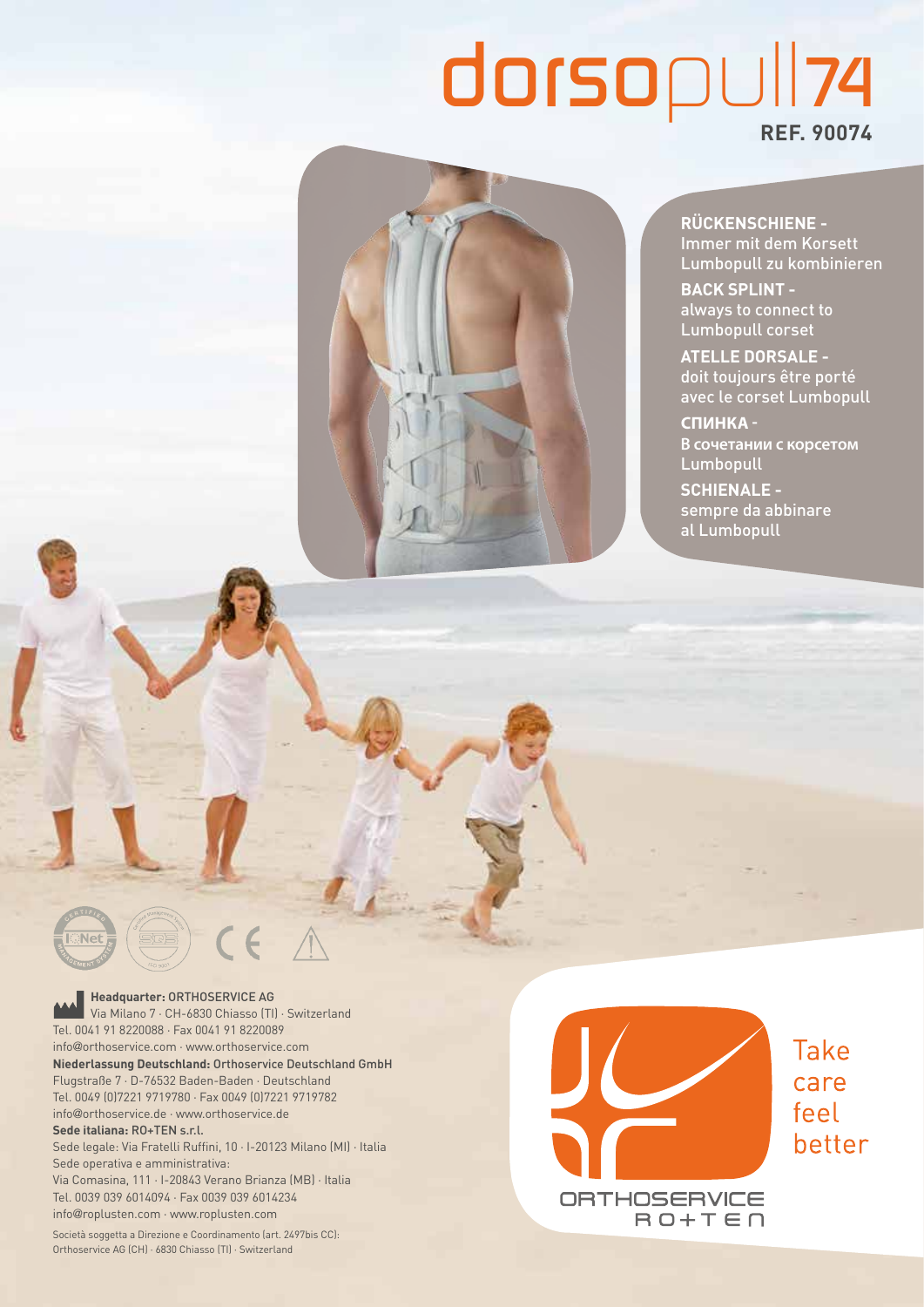# dorsopull74

**REF. 90074**

**RÜCKENSCHIENE -**
Immer mit dem Korsett Lumbopull zu kombinieren

**BACK SPLINT -**
always to connect to Lumbopull corset

**ATELLE DORSALE -**
doit toujours être porté avec le corset Lumbopull

**СПИНКА -**
В сочетании с корсетом Lumbopull

**SCHIENALE -**
sempre da abbinare al Lumbopull

**Headquarter:** ORTHOSERVICE AG
Via Milano 7 · CH-6830 Chiasso (TI) · Switzerland
Tel. 0041 91 8220088 · Fax 0041 91 8220089
info@orthoservice.com · www.orthoservice.com

**Niederlassung Deutschland:** Orthoservice Deutschland GmbH
Flugstraße 7 · D-76532 Baden-Baden · Deutschland
Tel. 0049 (0)7221 9719780 · Fax 0049 (0)7221 9719782
info@orthoservice.de · www.orthoservice.de

**Sede italiana: RO+TEN s.r.l.**
Sede legale: Via Fratelli Ruffini, 10 · I-20123 Milano (MI) · Italia
Sede operativa e amministrativa:
Via Comasina, 111 · I-20843 Verano Brianza (MB) · Italia
Tel. 0039 039 6014094 · Fax 0039 039 6014234
info@roplusten.com · www.roplusten.com

Società soggetta a Direzione e Coordinamento (art. 2497bis CC):
Orthoservice AG (CH) · 6830 Chiasso (TI) · Switzerland

Take care feel better

ORTHOSERVICE RO+TEN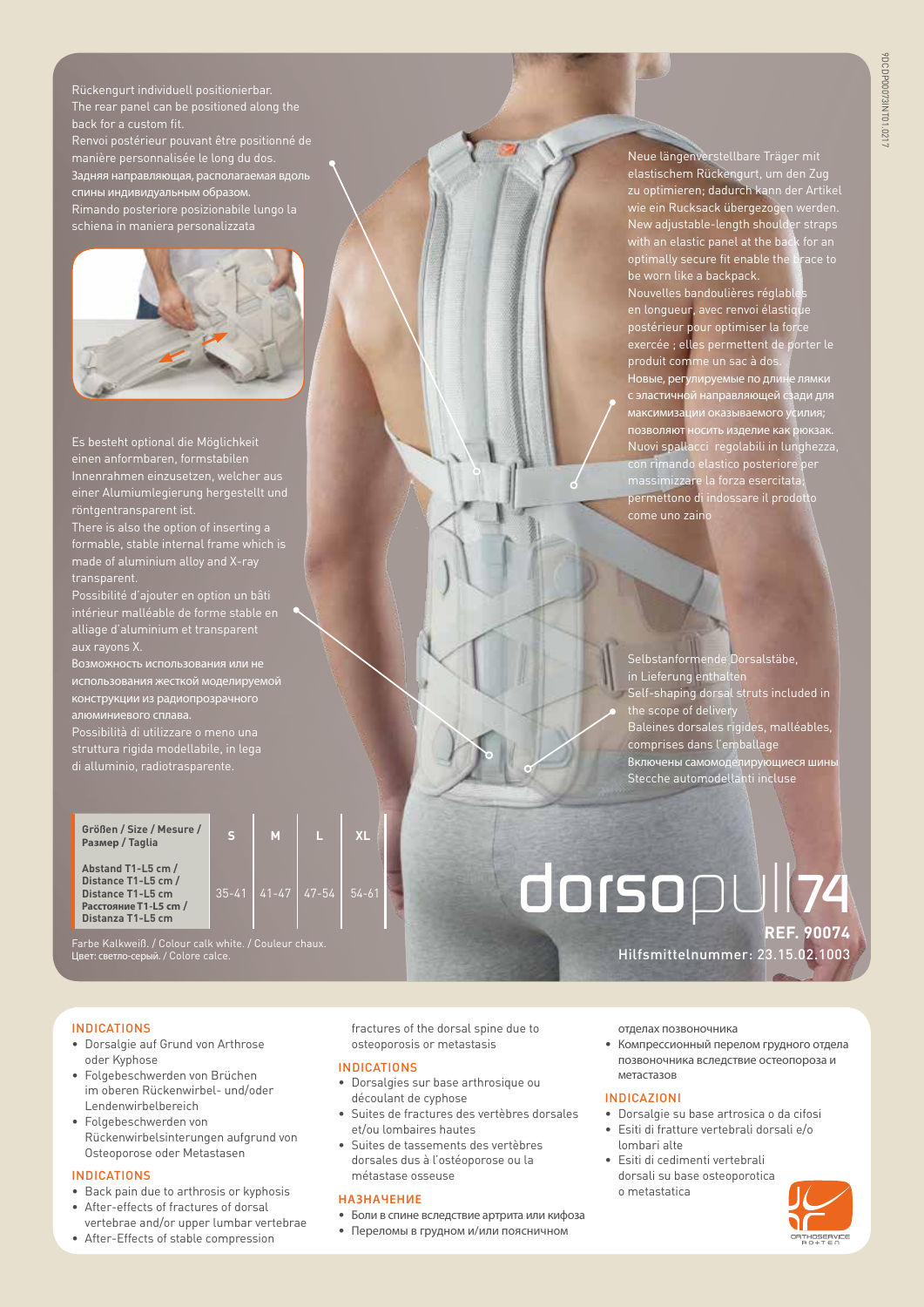Rückengurt individuell positionierbar.
The rear panel can be positioned along the back for a custom fit.
Renvoi postérieur pouvant être positionné de manière personnalisée le long du dos.
Задняя направляющая, располагаемая вдоль спины индивидуальным образом.
Rimando posteriore posizionabile lungo la schiena in maniera personalizzata

Es besteht optional die Möglichkeit einen anformbaren, formstabilen Innenrahmen einzusetzen, welcher aus einer Alumiumlegierung hergestellt und röntgentransparent ist.
There is also the option of inserting a formable, stable internal frame which is made of aluminium alloy and X-ray transparent.
Possibilité d'ajouter en option un bâti intérieur malléable de forme stable en alliage d'aluminium et transparent aux rayons X.
Возможность использования или не использования жесткой моделируемой конструкции из радиопрозрачного алюминиевого сплава.
Possibilità di utilizzare o meno una struttura rigida modellabile, in lega di alluminio, radiotrasparente.

Neue längenverstellbare Träger mit elastischem Rückengurt, um den Zug zu optimieren; dadurch kann der Artikel wie ein Rucksack übergezogen werden.
New adjustable-length shoulder straps with an elastic panel at the back for an optimally secure fit enable the brace to be worn like a backpack.
Nouvelles bandoulières réglables en longueur, avec renvoi élastique postérieur pour optimiser la force exercée ; elles permettent de porter le produit comme un sac à dos.
Новые, регулируемые по длине лямки с эластичной направляющей сзади для максимизации оказываемого усилия; позволяют носить изделие как рюкзак.
Nuovi spallacci regolabili in lunghezza, con rimando elastico posteriore per massimizzare la forza esercitata; permettono di indossare il prodotto come uno zaino

Selbstanformende Dorsalstäbe, in Lieferung enthalten
Self-shaping dorsal struts included in the scope of delivery
Baleines dorsales rigides, malléables, comprises dans l'emballage
Включены самомоделирующиеся шины
Stecche automodellanti incluse

| Größen / Size / Mesure / Размер / Taglia | S | M | L | XL |
|---|---|---|---|---|
| Abstand T1-L5 cm / Distance T1-L5 cm / Distance T1-L5 cm Расстояние T1-L5 cm / Distanza T1-L5 cm | 35-41 | 41-47 | 47-54 | 54-61 |

Farbe Kalkweiß. / Colour calk white. / Couleur chaux.
Цвет: светло-серый. / Colore calce.

# dorsopull74

**REF. 90074**
Hilfsmittelnummer: 23.15.02.1003

## INDICATIONS

- Dorsalgie auf Grund von Arthrose oder Kyphose
- Folgebeschwerden von Brüchen im oberen Rückenwirbel- und/oder Lendenwirbelbereich
- Folgebeschwerden von Rückenwirbelsinterungen aufgrund von Osteoporose oder Metastasen

## INDICATIONS

- Back pain due to arthrosis or kyphosis
- After-effects of fractures of dorsal vertebrae and/or upper lumbar vertebrae
- After-Effects of stable compression fractures of the dorsal spine due to osteoporosis or metastasis

## INDICATIONS

- Dorsalgies sur base arthrosique ou découlant de cyphose
- Suites de fractures des vertèbres dorsales et/ou lombaires hautes
- Suites de tassements des vertèbres dorsales dus à l'ostéoporose ou la métastase osseuse

## НАЗНАЧЕНИЕ

- Боли в спине вследствие артрита или кифоза
- Переломы в грудном и/или поясничном отделах позвоночника
- Компрессионный перелом грудного отдела позвоночника вследствие остеопороза и метастазов

## INDICAZIONI

- Dorsalgie su base artrosica o da cifosi
- Esiti di fratture vertebrali dorsali e/o lombari alte
- Esiti di cedimenti vertebrali dorsali su base osteoporotica o metastatica

ORTHOSERVICE RO+TEN